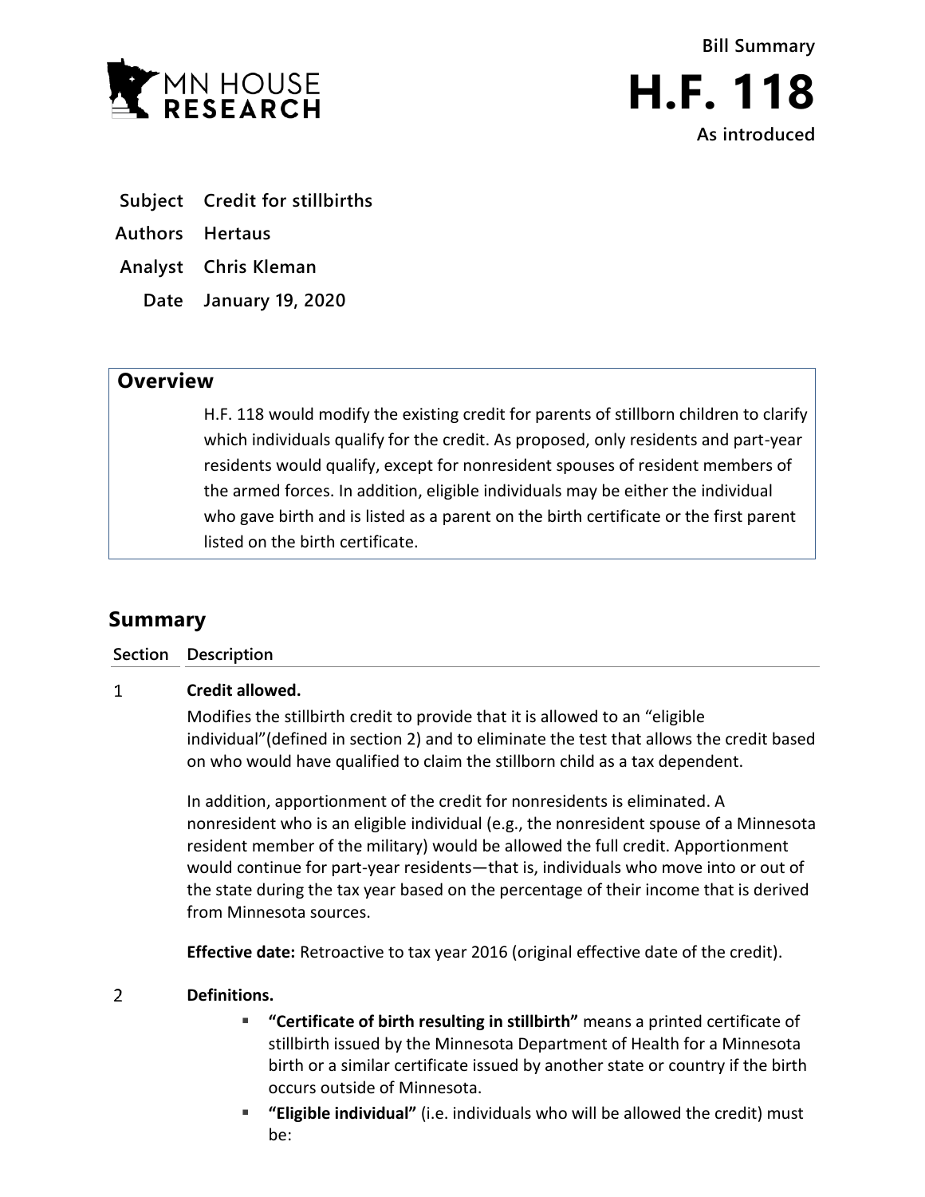MN HOUSE RESEARCH

Bill Summary

# H.F. 118

As introduced

**Subject** Credit for stillbirths

**Authors** Hertaus

**Analyst** Chris Kleman

**Date** January 19, 2020

## Overview

H.F. 118 would modify the existing credit for parents of stillborn children to clarify which individuals qualify for the credit. As proposed, only residents and part-year residents would qualify, except for nonresident spouses of resident members of the armed forces. In addition, eligible individuals may be either the individual who gave birth and is listed as a parent on the birth certificate or the first parent listed on the birth certificate.

## Summary

| Section | Description |
|---|---|
| 1 | **Credit allowed.**<br><br>Modifies the stillbirth credit to provide that it is allowed to an "eligible individual"(defined in section 2) and to eliminate the test that allows the credit based on who would have qualified to claim the stillborn child as a tax dependent.<br><br>In addition, apportionment of the credit for nonresidents is eliminated. A nonresident who is an eligible individual (e.g., the nonresident spouse of a Minnesota resident member of the military) would be allowed the full credit. Apportionment would continue for part-year residents—that is, individuals who move into or out of the state during the tax year based on the percentage of their income that is derived from Minnesota sources.<br><br>**Effective date:** Retroactive to tax year 2016 (original effective date of the credit). |
| 2 | **Definitions.**<br><br>▪ **"Certificate of birth resulting in stillbirth"** means a printed certificate of stillbirth issued by the Minnesota Department of Health for a Minnesota birth or a similar certificate issued by another state or country if the birth occurs outside of Minnesota.<br>▪ **"Eligible individual"** (i.e. individuals who will be allowed the credit) must be: |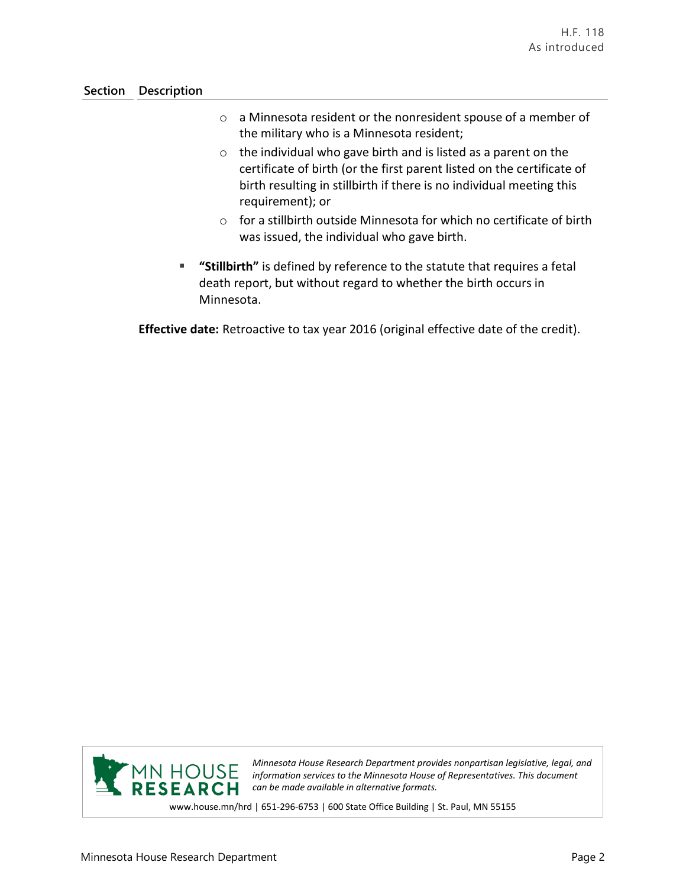| Section | Description |
|---|---|
| | - a Minnesota resident or the nonresident spouse of a member of the military who is a Minnesota resident;<br>- the individual who gave birth and is listed as a parent on the certificate of birth (or the first parent listed on the certificate of birth resulting in stillbirth if there is no individual meeting this requirement); or<br>- for a stillbirth outside Minnesota for which no certificate of birth was issued, the individual who gave birth.<br><br>▪ **"Stillbirth"** is defined by reference to the statute that requires a fetal death report, but without regard to whether the birth occurs in Minnesota.<br><br>**Effective date:** Retroactive to tax year 2016 (original effective date of the credit). |

*Minnesota House Research Department provides nonpartisan legislative, legal, and information services to the Minnesota House of Representatives. This document can be made available in alternative formats.*

www.house.mn/hrd | 651-296-6753 | 600 State Office Building | St. Paul, MN 55155